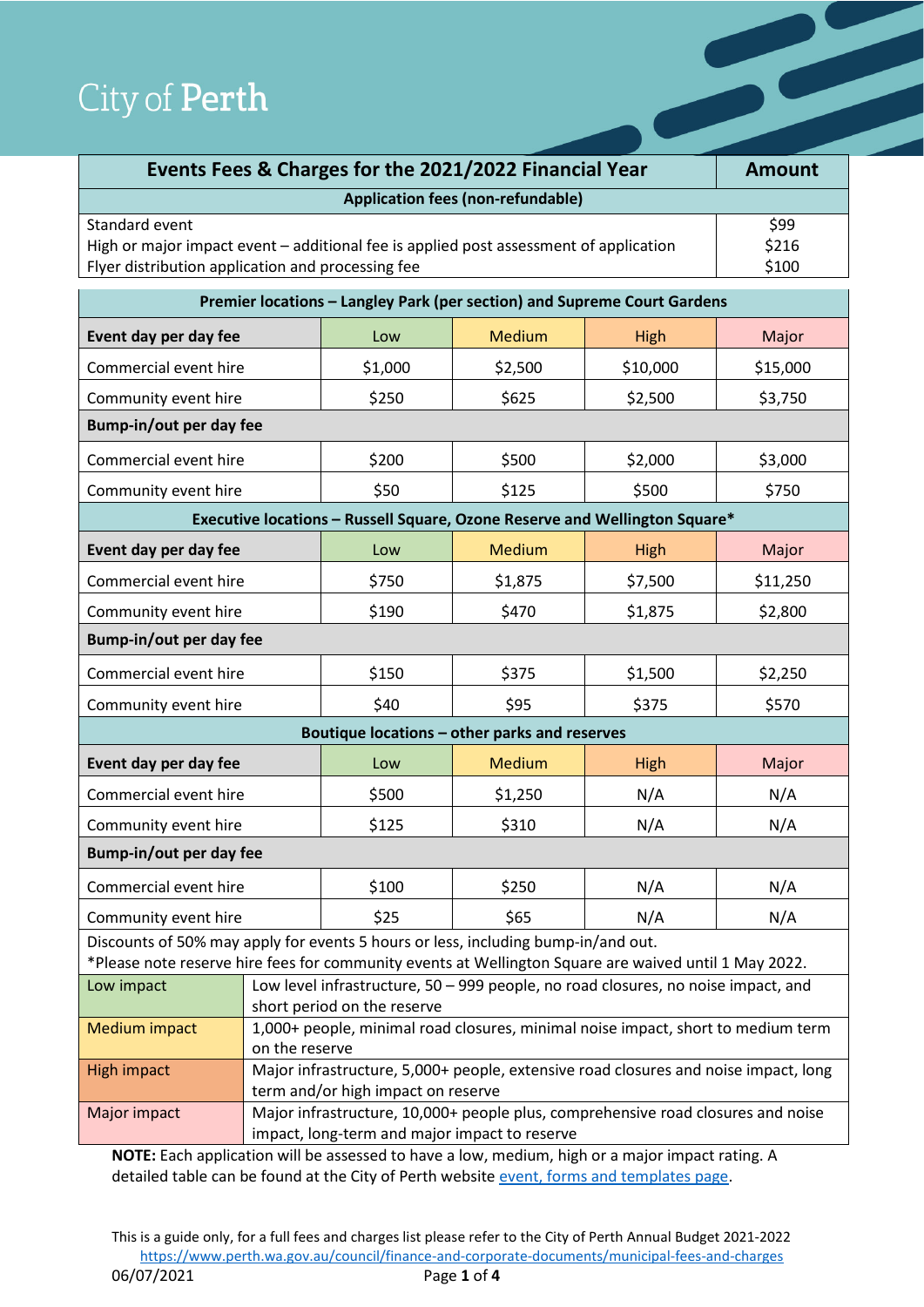# City of Perth

| Events Fees & Charges for the 2021/2022 Financial Year | Amount |
|---|---|
| **Application fees (non-refundable)** | |
| Standard event | $99 |
| High or major impact event – additional fee is applied post assessment of application | $216 |
| Flyer distribution application and processing fee | $100 |

| **Premier locations – Langley Park (per section) and Supreme Court Gardens** | | | | |
|---|---|---|---|---|
| **Event day per day fee** | Low | Medium | High | Major |
| Commercial event hire | $1,000 | $2,500 | $10,000 | $15,000 |
| Community event hire | $250 | $625 | $2,500 | $3,750 |
| **Bump-in/out per day fee** | | | | |
| Commercial event hire | $200 | $500 | $2,000 | $3,000 |
| Community event hire | $50 | $125 | $500 | $750 |
| **Executive locations – Russell Square, Ozone Reserve and Wellington Square*** | | | | |
| **Event day per day fee** | Low | Medium | High | Major |
| Commercial event hire | $750 | $1,875 | $7,500 | $11,250 |
| Community event hire | $190 | $470 | $1,875 | $2,800 |
| **Bump-in/out per day fee** | | | | |
| Commercial event hire | $150 | $375 | $1,500 | $2,250 |
| Community event hire | $40 | $95 | $375 | $570 |
| **Boutique locations – other parks and reserves** | | | | |
| **Event day per day fee** | Low | Medium | High | Major |
| Commercial event hire | $500 | $1,250 | N/A | N/A |
| Community event hire | $125 | $310 | N/A | N/A |
| **Bump-in/out per day fee** | | | | |
| Commercial event hire | $100 | $250 | N/A | N/A |
| Community event hire | $25 | $65 | N/A | N/A |

Discounts of 50% may apply for events 5 hours or less, including bump-in/and out.
*Please note reserve hire fees for community events at Wellington Square are waived until 1 May 2022.

| Impact | Description |
|---|---|
| Low impact | Low level infrastructure, 50 – 999 people, no road closures, no noise impact, and short period on the reserve |
| Medium impact | 1,000+ people, minimal road closures, minimal noise impact, short to medium term on the reserve |
| High impact | Major infrastructure, 5,000+ people, extensive road closures and noise impact, long term and/or high impact on reserve |
| Major impact | Major infrastructure, 10,000+ people plus, comprehensive road closures and noise impact, long-term and major impact to reserve |

**NOTE:** Each application will be assessed to have a low, medium, high or a major impact rating. A detailed table can be found at the City of Perth website event, forms and templates page.

This is a guide only, for a full fees and charges list please refer to the City of Perth Annual Budget 2021-2022 https://www.perth.wa.gov.au/council/finance-and-corporate-documents/municipal-fees-and-charges

06/07/2021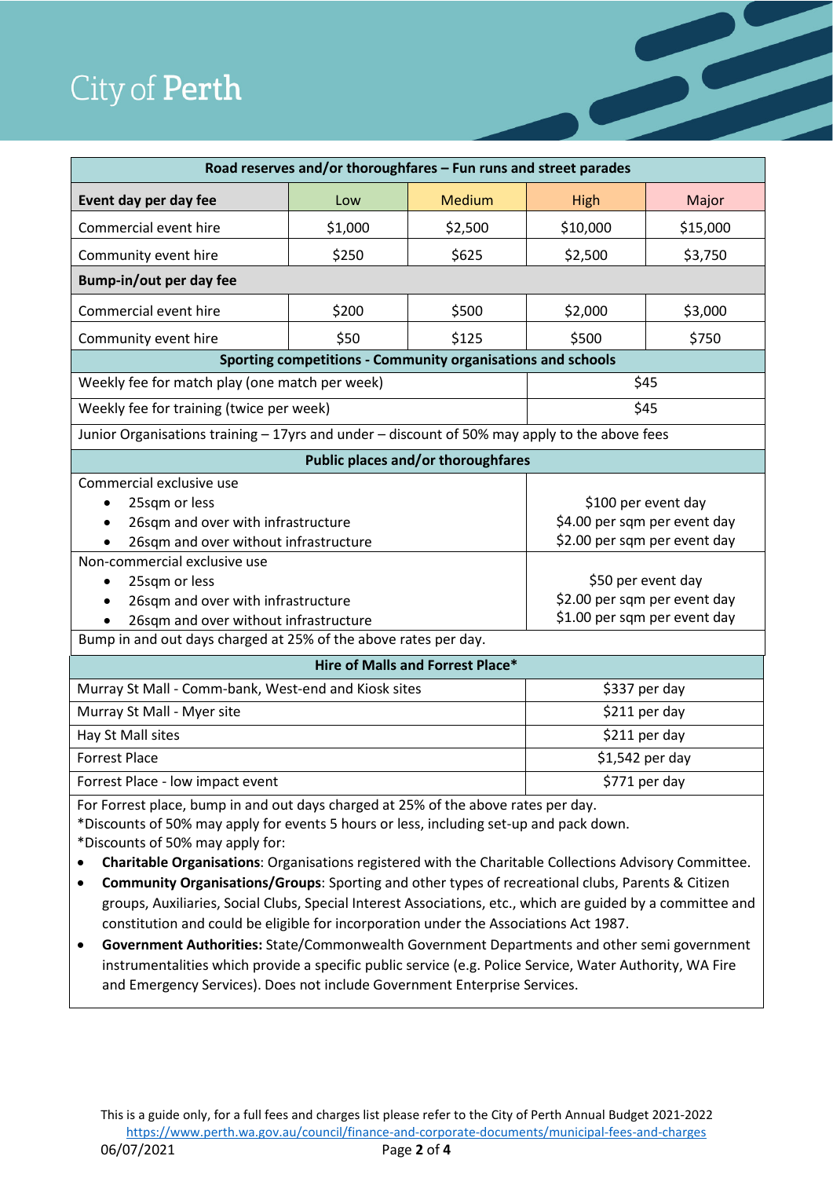| Road reserves and/or thoroughfares – Fun runs and street parades | | | | |
|---|---|---|---|---|
| **Event day per day fee** | Low | Medium | High | Major |
| Commercial event hire | $1,000 | $2,500 | $10,000 | $15,000 |
| Community event hire | $250 | $625 | $2,500 | $3,750 |
| **Bump-in/out per day fee** | | | | |
| Commercial event hire | $200 | $500 | $2,000 | $3,000 |
| Community event hire | $50 | $125 | $500 | $750 |

| Sporting competitions - Community organisations and schools | |
|---|---|
| Weekly fee for match play (one match per week) | $45 |
| Weekly fee for training (twice per week) | $45 |
| Junior Organisations training – 17yrs and under – discount of 50% may apply to the above fees | |

| Public places and/or thoroughfares | |
|---|---|
| Commercial exclusive use<br>• 25sqm or less<br>• 26sqm and over with infrastructure<br>• 26sqm and over without infrastructure | <br>$100 per event day<br>$4.00 per sqm per event day<br>$2.00 per sqm per event day |
| Non-commercial exclusive use<br>• 25sqm or less<br>• 26sqm and over with infrastructure<br>• 26sqm and over without infrastructure | <br>$50 per event day<br>$2.00 per sqm per event day<br>$1.00 per sqm per event day |
| Bump in and out days charged at 25% of the above rates per day. | |

| Hire of Malls and Forrest Place* | |
|---|---|
| Murray St Mall - Comm-bank, West-end and Kiosk sites | $337 per day |
| Murray St Mall - Myer site | $211 per day |
| Hay St Mall sites | $211 per day |
| Forrest Place | $1,542 per day |
| Forrest Place - low impact event | $771 per day |

For Forrest place, bump in and out days charged at 25% of the above rates per day.

*Discounts of 50% may apply for events 5 hours or less, including set-up and pack down.

*Discounts of 50% may apply for:

- **Charitable Organisations**: Organisations registered with the Charitable Collections Advisory Committee.
- **Community Organisations/Groups**: Sporting and other types of recreational clubs, Parents & Citizen groups, Auxiliaries, Social Clubs, Special Interest Associations, etc., which are guided by a committee and constitution and could be eligible for incorporation under the Associations Act 1987.
- **Government Authorities:** State/Commonwealth Government Departments and other semi government instrumentalities which provide a specific public service (e.g. Police Service, Water Authority, WA Fire and Emergency Services). Does not include Government Enterprise Services.

This is a guide only, for a full fees and charges list please refer to the City of Perth Annual Budget 2021-2022
https://www.perth.wa.gov.au/council/finance-and-corporate-documents/municipal-fees-and-charges

06/07/2021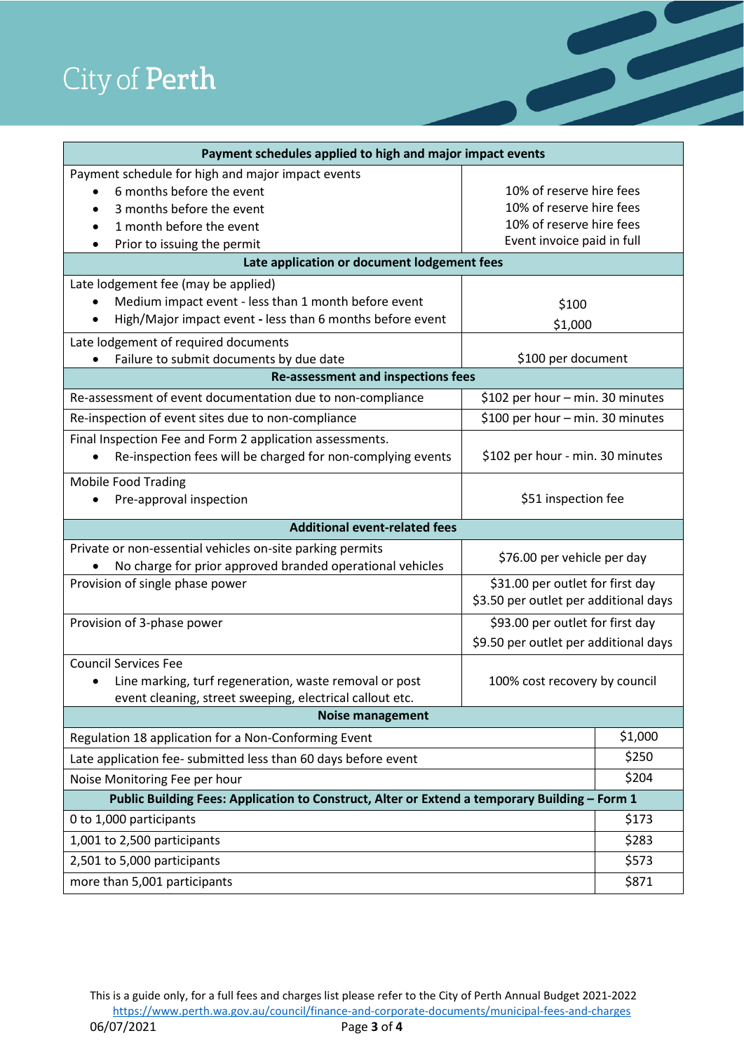| Payment schedules applied to high and major impact events | |
|---|---|
| Payment schedule for high and major impact events<br>• 6 months before the event<br>• 3 months before the event<br>• 1 month before the event<br>• Prior to issuing the permit | <br>10% of reserve hire fees<br>10% of reserve hire fees<br>10% of reserve hire fees<br>Event invoice paid in full |
| **Late application or document lodgement fees** | |
| Late lodgement fee (may be applied)<br>• Medium impact event - less than 1 month before event<br>• High/Major impact event - less than 6 months before event | <br>$100<br>$1,000 |
| Late lodgement of required documents<br>• Failure to submit documents by due date | $100 per document |
| **Re-assessment and inspections fees** | |
| Re-assessment of event documentation due to non-compliance | $102 per hour – min. 30 minutes |
| Re-inspection of event sites due to non-compliance | $100 per hour – min. 30 minutes |
| Final Inspection Fee and Form 2 application assessments.<br>• Re-inspection fees will be charged for non-complying events | $102 per hour - min. 30 minutes |
| Mobile Food Trading<br>• Pre-approval inspection | $51 inspection fee |
| **Additional event-related fees** | |
| Private or non-essential vehicles on-site parking permits<br>• No charge for prior approved branded operational vehicles | $76.00 per vehicle per day |
| Provision of single phase power | $31.00 per outlet for first day<br>$3.50 per outlet per additional days |
| Provision of 3-phase power | $93.00 per outlet for first day<br>$9.50 per outlet per additional days |
| Council Services Fee<br>• Line marking, turf regeneration, waste removal or post event cleaning, street sweeping, electrical callout etc. | 100% cost recovery by council |

| Noise management | |
|---|---|
| Regulation 18 application for a Non-Conforming Event | $1,000 |
| Late application fee- submitted less than 60 days before event | $250 |
| Noise Monitoring Fee per hour | $204 |
| **Public Building Fees: Application to Construct, Alter or Extend a temporary Building – Form 1** | |
| 0 to 1,000 participants | $173 |
| 1,001 to 2,500 participants | $283 |
| 2,501 to 5,000 participants | $573 |
| more than 5,001 participants | $871 |

This is a guide only, for a full fees and charges list please refer to the City of Perth Annual Budget 2021-2022 https://www.perth.wa.gov.au/council/finance-and-corporate-documents/municipal-fees-and-charges

06/07/2021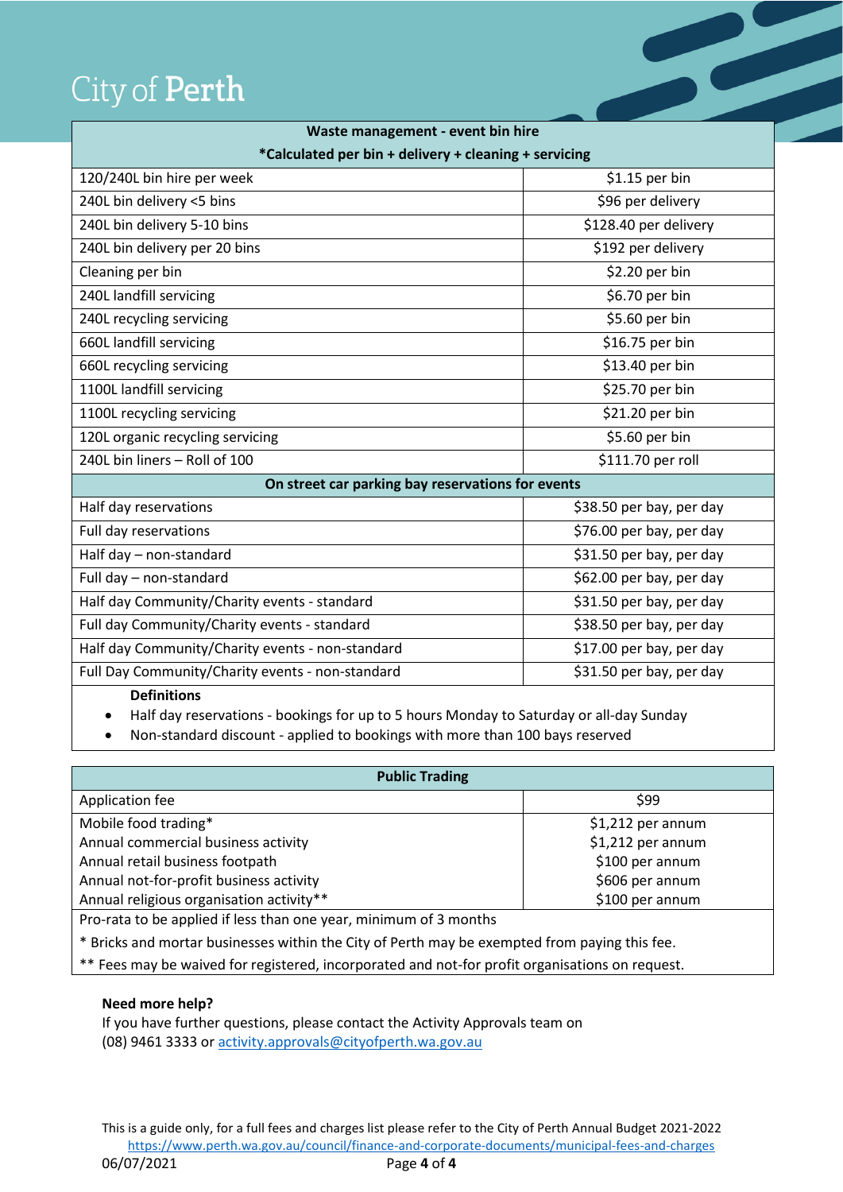| Waste management - event bin hire<br>*Calculated per bin + delivery + cleaning + servicing | |
|---|---|
| 120/240L bin hire per week | $1.15 per bin |
| 240L bin delivery <5 bins | $96 per delivery |
| 240L bin delivery 5-10 bins | $128.40 per delivery |
| 240L bin delivery per 20 bins | $192 per delivery |
| Cleaning per bin | $2.20 per bin |
| 240L landfill servicing | $6.70 per bin |
| 240L recycling servicing | $5.60 per bin |
| 660L landfill servicing | $16.75 per bin |
| 660L recycling servicing | $13.40 per bin |
| 1100L landfill servicing | $25.70 per bin |
| 1100L recycling servicing | $21.20 per bin |
| 120L organic recycling servicing | $5.60 per bin |
| 240L bin liners – Roll of 100 | $111.70 per roll |

| On street car parking bay reservations for events | |
|---|---|
| Half day reservations | $38.50 per bay, per day |
| Full day reservations | $76.00 per bay, per day |
| Half day – non-standard | $31.50 per bay, per day |
| Full day – non-standard | $62.00 per bay, per day |
| Half day Community/Charity events - standard | $31.50 per bay, per day |
| Full day Community/Charity events - standard | $38.50 per bay, per day |
| Half day Community/Charity events - non-standard | $17.00 per bay, per day |
| Full Day Community/Charity events - non-standard | $31.50 per bay, per day |

**Definitions**

- Half day reservations - bookings for up to 5 hours Monday to Saturday or all-day Sunday
- Non-standard discount - applied to bookings with more than 100 bays reserved

| Public Trading | |
|---|---|
| Application fee | $99 |
| Mobile food trading*<br>Annual commercial business activity<br>Annual retail business footpath<br>Annual not-for-profit business activity<br>Annual religious organisation activity** | $1,212 per annum<br>$1,212 per annum<br>$100 per annum<br>$606 per annum<br>$100 per annum |

Pro-rata to be applied if less than one year, minimum of 3 months

* Bricks and mortar businesses within the City of Perth may be exempted from paying this fee.

** Fees may be waived for registered, incorporated and not-for profit organisations on request.

**Need more help?**

If you have further questions, please contact the Activity Approvals team on (08) 9461 3333 or activity.approvals@cityofperth.wa.gov.au

This is a guide only, for a full fees and charges list please refer to the City of Perth Annual Budget 2021-2022 https://www.perth.wa.gov.au/council/finance-and-corporate-documents/municipal-fees-and-charges

06/07/2021